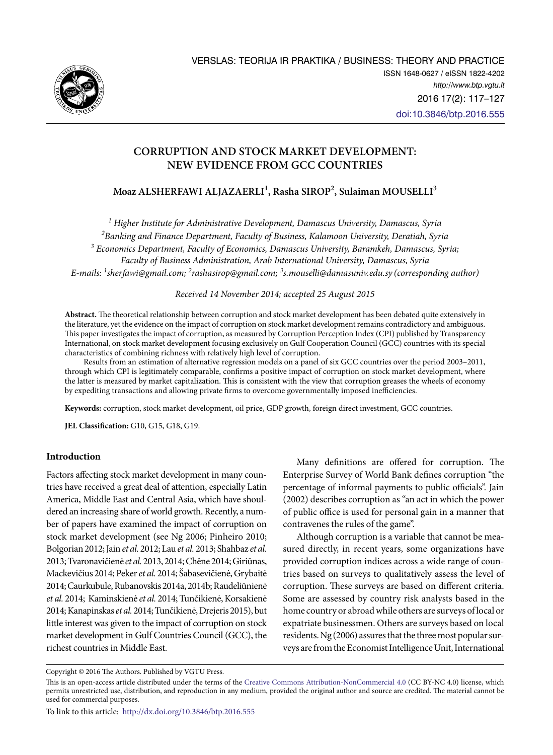# CORRUPTION AND STOCK MARKET DEVELOPMENT: NEW EVIDENCE FROM GCC COUNTRIES

**Moaz ALSHERFAWI ALJAZAERLI[1], Rasha SIROP[2], Sulaiman MOUSELLI[3]**

*[1] Higher Institute for Administrative Development, Damascus University, Damascus, Syria*
*[2]Banking and Finance Department, Faculty of Business, Kalamoon University, Deratiah, Syria*
*[3] Economics Department, Faculty of Economics, Damascus University, Baramkeh, Damascus, Syria; Faculty of Business Administration, Arab International University, Damascus, Syria*
*E-mails: [1]sherfawi@gmail.com; [2]rashasirop@gmail.com; [3]s.mouselli@damasuniv.edu.sy (corresponding author)*

*Received 14 November 2014; accepted 25 August 2015*

**Abstract.** The theoretical relationship between corruption and stock market development has been debated quite extensively in the literature, yet the evidence on the impact of corruption on stock market development remains contradictory and ambiguous. This paper investigates the impact of corruption, as measured by Corruption Perception Index (CPI) published by Transparency International, on stock market development focusing exclusively on Gulf Cooperation Council (GCC) countries with its special characteristics of combining richness with relatively high level of corruption.

Results from an estimation of alternative regression models on a panel of six GCC countries over the period 2003–2011, through which CPI is legitimately comparable, confirms a positive impact of corruption on stock market development, where the latter is measured by market capitalization. This is consistent with the view that corruption greases the wheels of economy by expediting transactions and allowing private firms to overcome governmentally imposed inefficiencies.

**Keywords:** corruption, stock market development, oil price, GDP growth, foreign direct investment, GCC countries.

**JEL Classification:** G10, G15, G18, G19.

## Introduction

Factors affecting stock market development in many countries have received a great deal of attention, especially Latin America, Middle East and Central Asia, which have shouldered an increasing share of world growth. Recently, a number of papers have examined the impact of corruption on stock market development (see Ng 2006; Pinheiro 2010; Bolgorian 2012; Jain *et al.* 2012; Lau *et al.* 2013; Shahbaz *et al.* 2013; Tvaronavičienė *et al.* 2013, 2014; Chêne 2014; Giriūnas, Mackevičius 2014; Peker *et al.* 2014; Šabasevičienė, Grybaitė 2014; Caurkubule, Rubanovskis 2014a, 2014b; Raudeliūnienė *et al.* 2014; Kaminskienė *et al.* 2014; Tunčikienė, Korsakienė 2014; Kanapinskas *et al.* 2014; Tunčikienė, Drejeris 2015), but little interest was given to the impact of corruption on stock market development in Gulf Countries Council (GCC), the richest countries in Middle East.

Many definitions are offered for corruption. The Enterprise Survey of World Bank defines corruption "the percentage of informal payments to public officials". Jain (2002) describes corruption as "an act in which the power of public office is used for personal gain in a manner that contravenes the rules of the game".

Although corruption is a variable that cannot be measured directly, in recent years, some organizations have provided corruption indices across a wide range of countries based on surveys to qualitatively assess the level of corruption. These surveys are based on different criteria. Some are assessed by country risk analysts based in the home country or abroad while others are surveys of local or expatriate businessmen. Others are surveys based on local residents. Ng (2006) assures that the three most popular surveys are from the Economist Intelligence Unit, International

Copyright © 2016 The Authors. Published by VGTU Press.

This is an open-access article distributed under the terms of the Creative Commons Attribution-NonCommercial 4.0 (CC BY-NC 4.0) license, which permits unrestricted use, distribution, and reproduction in any medium, provided the original author and source are credited. The material cannot be used for commercial purposes.

To link to this article: http://dx.doi.org/10.3846/btp.2016.555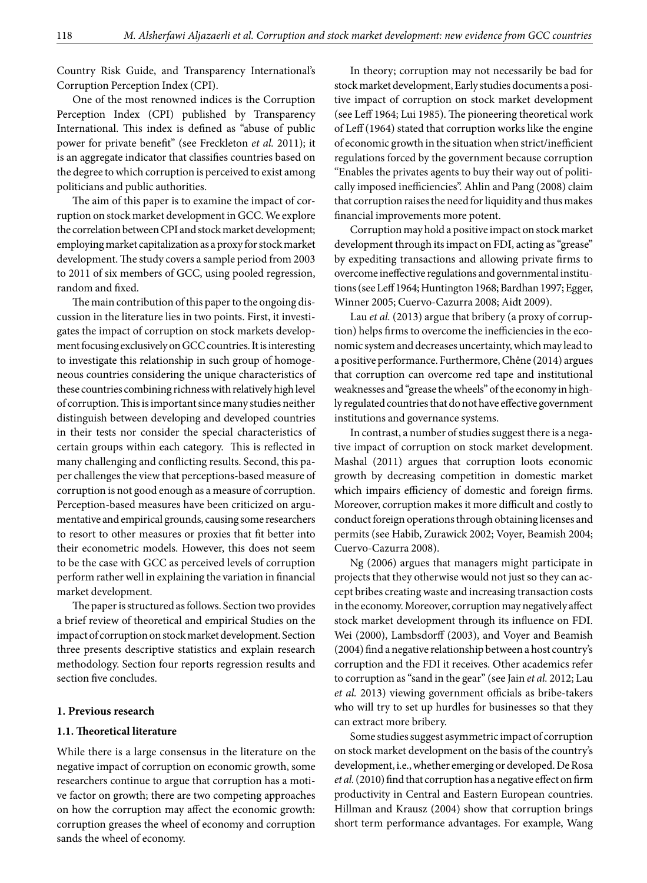Country Risk Guide, and Transparency International's Corruption Perception Index (CPI).

One of the most renowned indices is the Corruption Perception Index (CPI) published by Transparency International. This index is defined as "abuse of public power for private benefit" (see Freckleton *et al.* 2011); it is an aggregate indicator that classifies countries based on the degree to which corruption is perceived to exist among politicians and public authorities.

The aim of this paper is to examine the impact of corruption on stock market development in GCC. We explore the correlation between CPI and stock market development; employing market capitalization as a proxy for stock market development. The study covers a sample period from 2003 to 2011 of six members of GCC, using pooled regression, random and fixed.

The main contribution of this paper to the ongoing discussion in the literature lies in two points. First, it investigates the impact of corruption on stock markets development focusing exclusively on GCC countries. It is interesting to investigate this relationship in such group of homogeneous countries considering the unique characteristics of these countries combining richness with relatively high level of corruption. This is important since many studies neither distinguish between developing and developed countries in their tests nor consider the special characteristics of certain groups within each category. This is reflected in many challenging and conflicting results. Second, this paper challenges the view that perceptions-based measure of corruption is not good enough as a measure of corruption. Perception-based measures have been criticized on argumentative and empirical grounds, causing some researchers to resort to other measures or proxies that fit better into their econometric models. However, this does not seem to be the case with GCC as perceived levels of corruption perform rather well in explaining the variation in financial market development.

The paper is structured as follows. Section two provides a brief review of theoretical and empirical Studies on the impact of corruption on stock market development. Section three presents descriptive statistics and explain research methodology. Section four reports regression results and section five concludes.

## 1. Previous research

### 1.1. Theoretical literature

While there is a large consensus in the literature on the negative impact of corruption on economic growth, some researchers continue to argue that corruption has a motive factor on growth; there are two competing approaches on how the corruption may affect the economic growth: corruption greases the wheel of economy and corruption sands the wheel of economy.

In theory; corruption may not necessarily be bad for stock market development, Early studies documents a positive impact of corruption on stock market development (see Leff 1964; Lui 1985). The pioneering theoretical work of Leff (1964) stated that corruption works like the engine of economic growth in the situation when strict/inefficient regulations forced by the government because corruption "Enables the privates agents to buy their way out of politically imposed inefficiencies". Ahlin and Pang (2008) claim that corruption raises the need for liquidity and thus makes financial improvements more potent.

Corruption may hold a positive impact on stock market development through its impact on FDI, acting as "grease" by expediting transactions and allowing private firms to overcome ineffective regulations and governmental institutions (see Leff 1964; Huntington 1968; Bardhan 1997; Egger, Winner 2005; Cuervo-Cazurra 2008; Aidt 2009).

Lau *et al.* (2013) argue that bribery (a proxy of corruption) helps firms to overcome the inefficiencies in the economic system and decreases uncertainty, which may lead to a positive performance. Furthermore, Chêne (2014) argues that corruption can overcome red tape and institutional weaknesses and "grease the wheels" of the economy in highly regulated countries that do not have effective government institutions and governance systems.

In contrast, a number of studies suggest there is a negative impact of corruption on stock market development. Mashal (2011) argues that corruption loots economic growth by decreasing competition in domestic market which impairs efficiency of domestic and foreign firms. Moreover, corruption makes it more difficult and costly to conduct foreign operations through obtaining licenses and permits (see Habib, Zurawick 2002; Voyer, Beamish 2004; Cuervo-Cazurra 2008).

Ng (2006) argues that managers might participate in projects that they otherwise would not just so they can accept bribes creating waste and increasing transaction costs in the economy. Moreover, corruption may negatively affect stock market development through its influence on FDI. Wei (2000), Lambsdorff (2003), and Voyer and Beamish (2004) find a negative relationship between a host country's corruption and the FDI it receives. Other academics refer to corruption as "sand in the gear" (see Jain *et al.* 2012; Lau *et al.* 2013) viewing government officials as bribe-takers who will try to set up hurdles for businesses so that they can extract more bribery.

Some studies suggest asymmetric impact of corruption on stock market development on the basis of the country's development, i.e., whether emerging or developed. De Rosa *et al.* (2010) find that corruption has a negative effect on firm productivity in Central and Eastern European countries. Hillman and Krausz (2004) show that corruption brings short term performance advantages. For example, Wang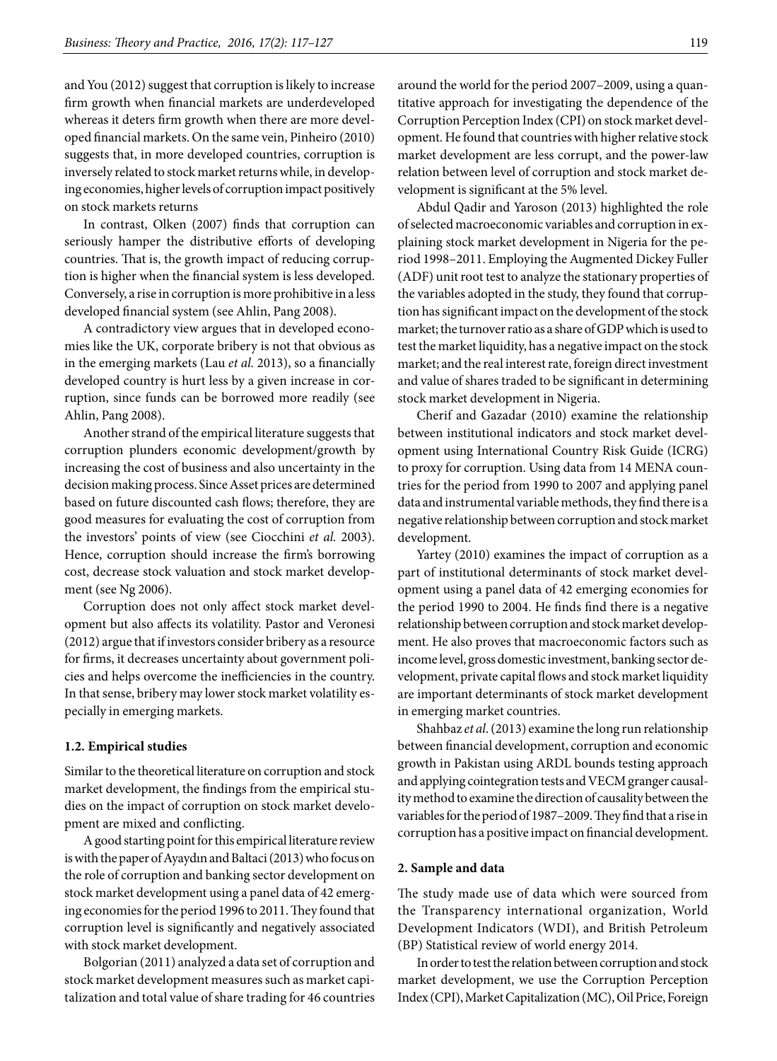and You (2012) suggest that corruption is likely to increase firm growth when financial markets are underdeveloped whereas it deters firm growth when there are more developed financial markets. On the same vein, Pinheiro (2010) suggests that, in more developed countries, corruption is inversely related to stock market returns while, in developing economies, higher levels of corruption impact positively on stock markets returns

In contrast, Olken (2007) finds that corruption can seriously hamper the distributive efforts of developing countries. That is, the growth impact of reducing corruption is higher when the financial system is less developed. Conversely, a rise in corruption is more prohibitive in a less developed financial system (see Ahlin, Pang 2008).

A contradictory view argues that in developed economies like the UK, corporate bribery is not that obvious as in the emerging markets (Lau *et al.* 2013), so a financially developed country is hurt less by a given increase in corruption, since funds can be borrowed more readily (see Ahlin, Pang 2008).

Another strand of the empirical literature suggests that corruption plunders economic development/growth by increasing the cost of business and also uncertainty in the decision making process. Since Asset prices are determined based on future discounted cash flows; therefore, they are good measures for evaluating the cost of corruption from the investors' points of view (see Ciocchini *et al.* 2003). Hence, corruption should increase the firm's borrowing cost, decrease stock valuation and stock market development (see Ng 2006).

Corruption does not only affect stock market development but also affects its volatility. Pastor and Veronesi (2012) argue that if investors consider bribery as a resource for firms, it decreases uncertainty about government policies and helps overcome the inefficiencies in the country. In that sense, bribery may lower stock market volatility especially in emerging markets.

### 1.2. Empirical studies

Similar to the theoretical literature on corruption and stock market development, the findings from the empirical studies on the impact of corruption on stock market development are mixed and conflicting.

A good starting point for this empirical literature review is with the paper of Ayaydın and Baltaci (2013) who focus on the role of corruption and banking sector development on stock market development using a panel data of 42 emerging economies for the period 1996 to 2011. They found that corruption level is significantly and negatively associated with stock market development.

Bolgorian (2011) analyzed a data set of corruption and stock market development measures such as market capitalization and total value of share trading for 46 countries around the world for the period 2007–2009, using a quantitative approach for investigating the dependence of the Corruption Perception Index (CPI) on stock market development. He found that countries with higher relative stock market development are less corrupt, and the power-law relation between level of corruption and stock market development is significant at the 5% level.

Abdul Qadir and Yaroson (2013) highlighted the role of selected macroeconomic variables and corruption in explaining stock market development in Nigeria for the period 1998–2011. Employing the Augmented Dickey Fuller (ADF) unit root test to analyze the stationary properties of the variables adopted in the study, they found that corruption has significant impact on the development of the stock market; the turnover ratio as a share of GDP which is used to test the market liquidity, has a negative impact on the stock market; and the real interest rate, foreign direct investment and value of shares traded to be significant in determining stock market development in Nigeria.

Cherif and Gazadar (2010) examine the relationship between institutional indicators and stock market development using International Country Risk Guide (ICRG) to proxy for corruption. Using data from 14 MENA countries for the period from 1990 to 2007 and applying panel data and instrumental variable methods, they find there is a negative relationship between corruption and stock market development.

Yartey (2010) examines the impact of corruption as a part of institutional determinants of stock market development using a panel data of 42 emerging economies for the period 1990 to 2004. He finds find there is a negative relationship between corruption and stock market development. He also proves that macroeconomic factors such as income level, gross domestic investment, banking sector development, private capital flows and stock market liquidity are important determinants of stock market development in emerging market countries.

Shahbaz *et al*. (2013) examine the long run relationship between financial development, corruption and economic growth in Pakistan using ARDL bounds testing approach and applying cointegration tests and VECM granger causality method to examine the direction of causality between the variables for the period of 1987–2009. They find that a rise in corruption has a positive impact on financial development.

## 2. Sample and data

The study made use of data which were sourced from the Transparency international organization, World Development Indicators (WDI), and British Petroleum (BP) Statistical review of world energy 2014.

In order to test the relation between corruption and stock market development, we use the Corruption Perception Index (CPI), Market Capitalization (MC), Oil Price, Foreign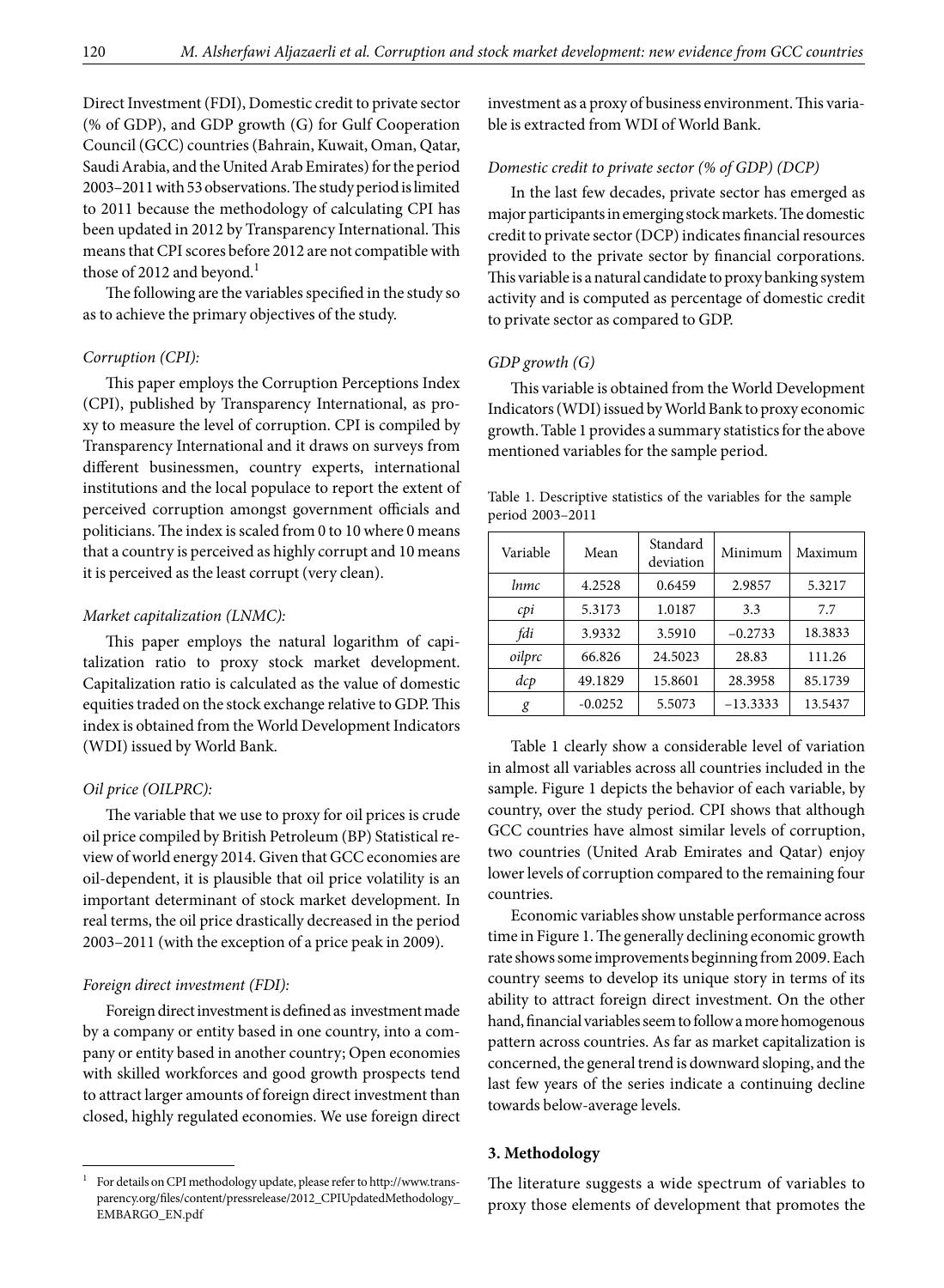Direct Investment (FDI), Domestic credit to private sector (% of GDP), and GDP growth (G) for Gulf Cooperation Council (GCC) countries (Bahrain, Kuwait, Oman, Qatar, Saudi Arabia, and the United Arab Emirates) for the period 2003–2011 with 53 observations. The study period is limited to 2011 because the methodology of calculating CPI has been updated in 2012 by Transparency International. This means that CPI scores before 2012 are not compatible with those of 2012 and beyond.[1]

The following are the variables specified in the study so as to achieve the primary objectives of the study.

*Corruption (CPI):*

This paper employs the Corruption Perceptions Index (CPI), published by Transparency International, as proxy to measure the level of corruption. CPI is compiled by Transparency International and it draws on surveys from different businessmen, country experts, international institutions and the local populace to report the extent of perceived corruption amongst government officials and politicians. The index is scaled from 0 to 10 where 0 means that a country is perceived as highly corrupt and 10 means it is perceived as the least corrupt (very clean).

*Market capitalization (LNMC):*

This paper employs the natural logarithm of capitalization ratio to proxy stock market development. Capitalization ratio is calculated as the value of domestic equities traded on the stock exchange relative to GDP. This index is obtained from the World Development Indicators (WDI) issued by World Bank.

*Oil price (OILPRC):*

The variable that we use to proxy for oil prices is crude oil price compiled by British Petroleum (BP) Statistical review of world energy 2014. Given that GCC economies are oil-dependent, it is plausible that oil price volatility is an important determinant of stock market development. In real terms, the oil price drastically decreased in the period 2003–2011 (with the exception of a price peak in 2009).

*Foreign direct investment (FDI):*

Foreign direct investment is defined as investment made by a company or entity based in one country, into a company or entity based in another country; Open economies with skilled workforces and good growth prospects tend to attract larger amounts of foreign direct investment than closed, highly regulated economies. We use foreign direct investment as a proxy of business environment. This variable is extracted from WDI of World Bank.

*Domestic credit to private sector (% of GDP) (DCP)*

In the last few decades, private sector has emerged as major participants in emerging stock markets. The domestic credit to private sector (DCP) indicates financial resources provided to the private sector by financial corporations. This variable is a natural candidate to proxy banking system activity and is computed as percentage of domestic credit to private sector as compared to GDP.

*GDP growth (G)*

This variable is obtained from the World Development Indicators (WDI) issued by World Bank to proxy economic growth. Table 1 provides a summary statistics for the above mentioned variables for the sample period.

Table 1. Descriptive statistics of the variables for the sample period 2003–2011

| Variable | Mean | Standard deviation | Minimum | Maximum |
|---|---|---|---|---|
| *lnmc* | 4.2528 | 0.6459 | 2.9857 | 5.3217 |
| *cpi* | 5.3173 | 1.0187 | 3.3 | 7.7 |
| *fdi* | 3.9332 | 3.5910 | −0.2733 | 18.3833 |
| *oilprc* | 66.826 | 24.5023 | 28.83 | 111.26 |
| *dcp* | 49.1829 | 15.8601 | 28.3958 | 85.1739 |
| *g* | -0.0252 | 5.5073 | −13.3333 | 13.5437 |

Table 1 clearly show a considerable level of variation in almost all variables across all countries included in the sample. Figure 1 depicts the behavior of each variable, by country, over the study period. CPI shows that although GCC countries have almost similar levels of corruption, two countries (United Arab Emirates and Qatar) enjoy lower levels of corruption compared to the remaining four countries.

Economic variables show unstable performance across time in Figure 1. The generally declining economic growth rate shows some improvements beginning from 2009. Each country seems to develop its unique story in terms of its ability to attract foreign direct investment. On the other hand, financial variables seem to follow a more homogenous pattern across countries. As far as market capitalization is concerned, the general trend is downward sloping, and the last few years of the series indicate a continuing decline towards below-average levels.

## 3. Methodology

The literature suggests a wide spectrum of variables to proxy those elements of development that promotes the

[1] For details on CPI methodology update, please refer to http://www.transparency.org/files/content/pressrelease/2012_CPIUpdatedMethodology_EMBARGO_EN.pdf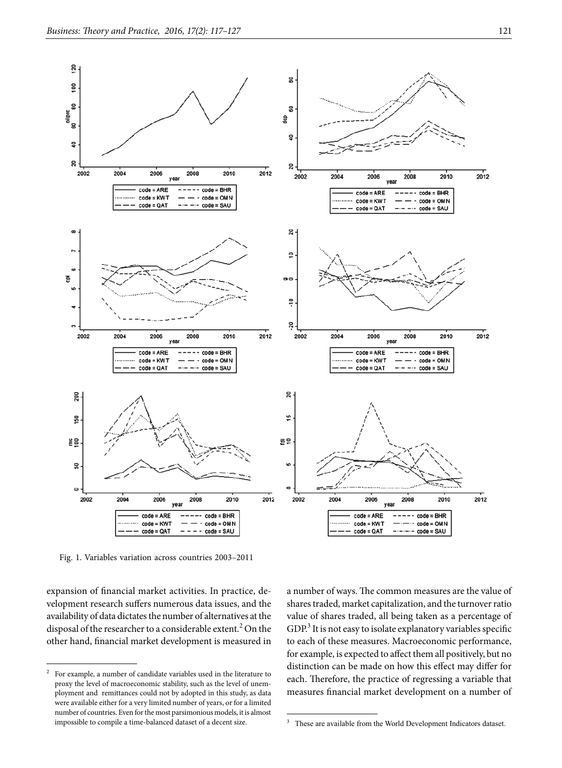Fig. 1. Variables variation across countries 2003–2011

expansion of financial market activities. In practice, development research suffers numerous data issues, and the availability of data dictates the number of alternatives at the disposal of the researcher to a considerable extent.[2] On the other hand, financial market development is measured in a number of ways. The common measures are the value of shares traded, market capitalization, and the turnover ratio value of shares traded, all being taken as a percentage of GDP.[3] It is not easy to isolate explanatory variables specific to each of these measures. Macroeconomic performance, for example, is expected to affect them all positively, but no distinction can be made on how this effect may differ for each. Therefore, the practice of regressing a variable that measures financial market development on a number of

[2] For example, a number of candidate variables used in the literature to proxy the level of macroeconomic stability, such as the level of unemployment and remittances could not by adopted in this study, as data were available either for a very limited number of years, or for a limited number of countries. Even for the most parsimonious models, it is almost impossible to compile a time-balanced dataset of a decent size.

[3] These are available from the World Development Indicators dataset.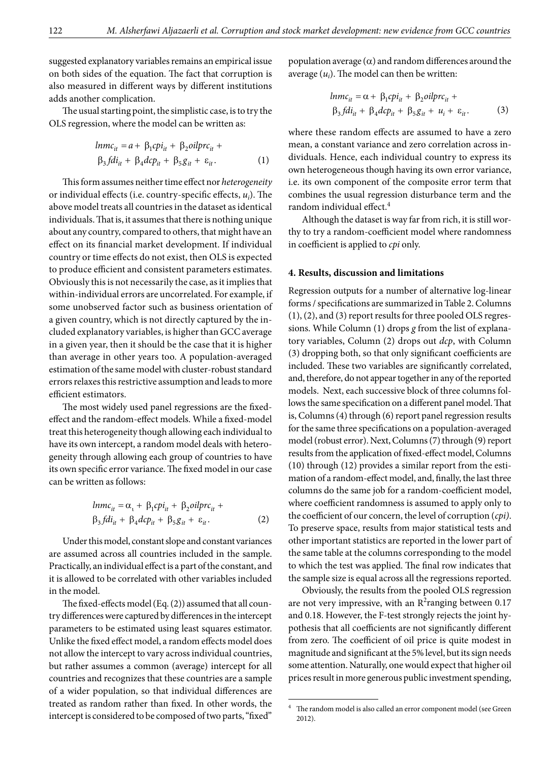suggested explanatory variables remains an empirical issue on both sides of the equation. The fact that corruption is also measured in different ways by different institutions adds another complication.

The usual starting point, the simplistic case, is to try the OLS regression, where the model can be written as:

$$lnmc_{it} = a + \beta_1 cpi_{it} + \beta_2 oilprc_{it} + \beta_3 fdi_{it} + \beta_4 dcp_{it} + \beta_5 g_{it} + \varepsilon_{it}. \quad (1)$$

This form assumes neither time effect nor *heterogeneity* or individual effects (i.e. country-specific effects, $u_i$). The above model treats all countries in the dataset as identical individuals. That is, it assumes that there is nothing unique about any country, compared to others, that might have an effect on its financial market development. If individual country or time effects do not exist, then OLS is expected to produce efficient and consistent parameters estimates. Obviously this is not necessarily the case, as it implies that within-individual errors are uncorrelated. For example, if some unobserved factor such as business orientation of a given country, which is not directly captured by the included explanatory variables, is higher than GCC average in a given year, then it should be the case that it is higher than average in other years too. A population-averaged estimation of the same model with cluster-robust standard errors relaxes this restrictive assumption and leads to more efficient estimators.

The most widely used panel regressions are the fixed-effect and the random-effect models. While a fixed-model treat this heterogeneity though allowing each individual to have its own intercept, a random model deals with heterogeneity through allowing each group of countries to have its own specific error variance. The fixed model in our case can be written as follows:

$$lnmc_{it} = \alpha_{\iota} + \beta_1 cpi_{it} + \beta_2 oilprc_{it} + \beta_3 fdi_{it} + \beta_4 dcp_{it} + \beta_5 g_{it} + \varepsilon_{it}. \quad (2)$$

Under this model, constant slope and constant variances are assumed across all countries included in the sample. Practically, an individual effect is a part of the constant, and it is allowed to be correlated with other variables included in the model.

The fixed-effects model (Eq. (2)) assumed that all country differences were captured by differences in the intercept parameters to be estimated using least squares estimator. Unlike the fixed effect model, a random effects model does not allow the intercept to vary across individual countries, but rather assumes a common (average) intercept for all countries and recognizes that these countries are a sample of a wider population, so that individual differences are treated as random rather than fixed. In other words, the intercept is considered to be composed of two parts, "fixed" population average ($\alpha$) and random differences around the average ($u_i$). The model can then be written:

$$lnmc_{it} = \alpha + \beta_1 cpi_{it} + \beta_2 oilprc_{it} + \beta_3 fdi_{it} + \beta_4 dcp_{it} + \beta_5 g_{it} + u_i + \varepsilon_{it}. \quad (3)$$

where these random effects are assumed to have a zero mean, a constant variance and zero correlation across individuals. Hence, each individual country to express its own heterogeneous though having its own error variance, i.e. its own component of the composite error term that combines the usual regression disturbance term and the random individual effect.[4]

Although the dataset is way far from rich, it is still worthy to try a random-coefficient model where randomness in coefficient is applied to *cpi* only.

## 4. Results, discussion and limitations

Regression outputs for a number of alternative log-linear forms / specifications are summarized in Table 2. Columns (1), (2), and (3) report results for three pooled OLS regressions. While Column (1) drops *g* from the list of explanatory variables, Column (2) drops out *dcp*, with Column (3) dropping both, so that only significant coefficients are included. These two variables are significantly correlated, and, therefore, do not appear together in any of the reported models. Next, each successive block of three columns follows the same specification on a different panel model. That is, Columns (4) through (6) report panel regression results for the same three specifications on a population-averaged model (robust error). Next, Columns (7) through (9) report results from the application of fixed-effect model, Columns (10) through (12) provides a similar report from the estimation of a random-effect model, and, finally, the last three columns do the same job for a random-coefficient model, where coefficient randomness is assumed to apply only to the coefficient of our concern, the level of corruption (*cpi*). To preserve space, results from major statistical tests and other important statistics are reported in the lower part of the same table at the columns corresponding to the model to which the test was applied. The final row indicates that the sample size is equal across all the regressions reported.

Obviously, the results from the pooled OLS regression are not very impressive, with an $R^2$ ranging between 0.17 and 0.18. However, the F-test strongly rejects the joint hypothesis that all coefficients are not significantly different from zero. The coefficient of oil price is quite modest in magnitude and significant at the 5% level, but its sign needs some attention. Naturally, one would expect that higher oil prices result in more generous public investment spending,

[4] The random model is also called an error component model (see Green 2012).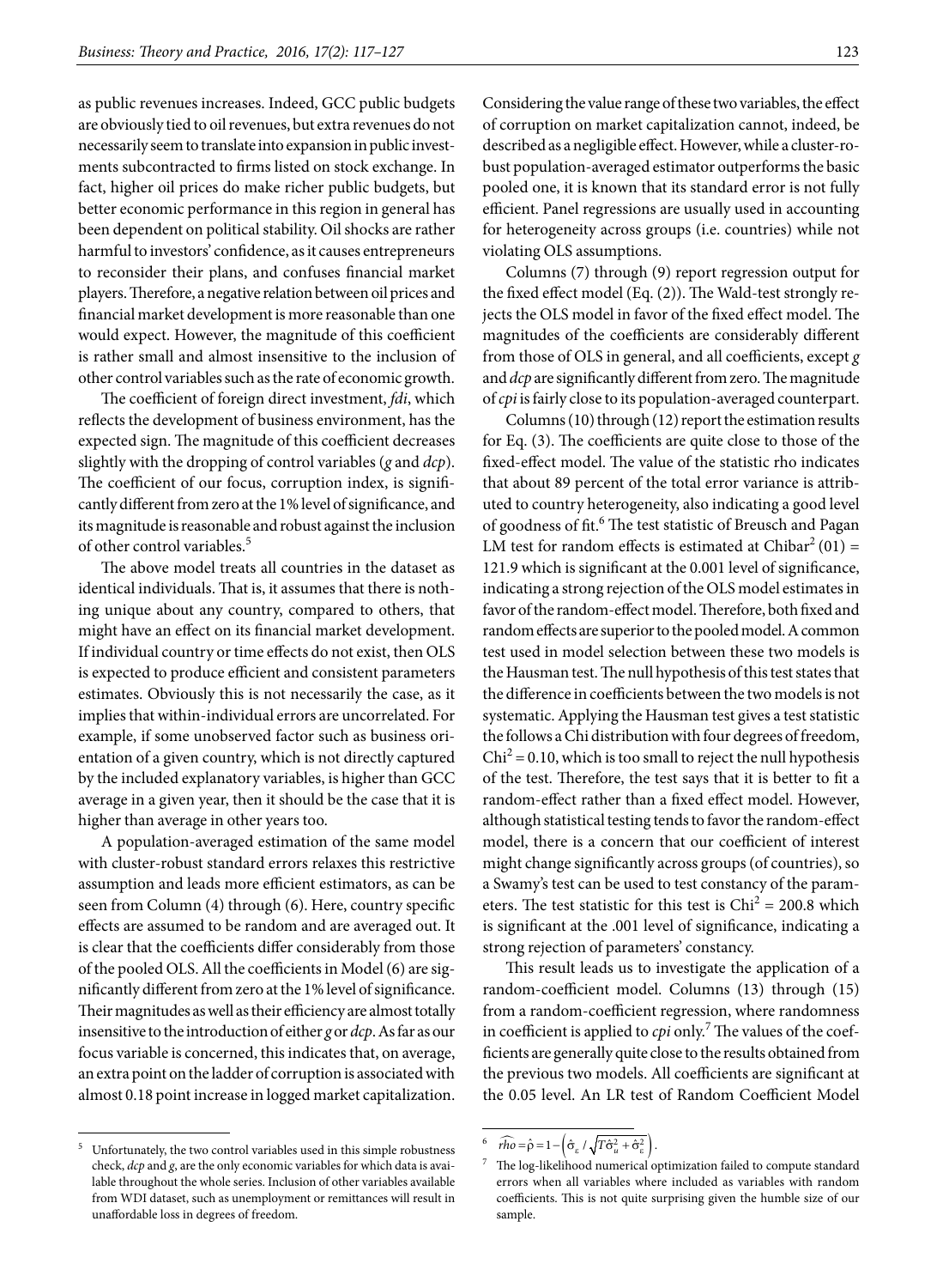as public revenues increases. Indeed, GCC public budgets are obviously tied to oil revenues, but extra revenues do not necessarily seem to translate into expansion in public investments subcontracted to firms listed on stock exchange. In fact, higher oil prices do make richer public budgets, but better economic performance in this region in general has been dependent on political stability. Oil shocks are rather harmful to investors' confidence, as it causes entrepreneurs to reconsider their plans, and confuses financial market players. Therefore, a negative relation between oil prices and financial market development is more reasonable than one would expect. However, the magnitude of this coefficient is rather small and almost insensitive to the inclusion of other control variables such as the rate of economic growth.

The coefficient of foreign direct investment, *fdi*, which reflects the development of business environment, has the expected sign. The magnitude of this coefficient decreases slightly with the dropping of control variables (*g* and *dcp*). The coefficient of our focus, corruption index, is significantly different from zero at the 1% level of significance, and its magnitude is reasonable and robust against the inclusion of other control variables.[5]

The above model treats all countries in the dataset as identical individuals. That is, it assumes that there is nothing unique about any country, compared to others, that might have an effect on its financial market development. If individual country or time effects do not exist, then OLS is expected to produce efficient and consistent parameters estimates. Obviously this is not necessarily the case, as it implies that within-individual errors are uncorrelated. For example, if some unobserved factor such as business orientation of a given country, which is not directly captured by the included explanatory variables, is higher than GCC average in a given year, then it should be the case that it is higher than average in other years too.

A population-averaged estimation of the same model with cluster-robust standard errors relaxes this restrictive assumption and leads more efficient estimators, as can be seen from Column (4) through (6). Here, country specific effects are assumed to be random and are averaged out. It is clear that the coefficients differ considerably from those of the pooled OLS. All the coefficients in Model (6) are significantly different from zero at the 1% level of significance. Their magnitudes as well as their efficiency are almost totally insensitive to the introduction of either *g* or *dcp*. As far as our focus variable is concerned, this indicates that, on average, an extra point on the ladder of corruption is associated with almost 0.18 point increase in logged market capitalization. Considering the value range of these two variables, the effect of corruption on market capitalization cannot, indeed, be described as a negligible effect. However, while a cluster-robust population-averaged estimator outperforms the basic pooled one, it is known that its standard error is not fully efficient. Panel regressions are usually used in accounting for heterogeneity across groups (i.e. countries) while not violating OLS assumptions.

Columns (7) through (9) report regression output for the fixed effect model (Eq. (2)). The Wald-test strongly rejects the OLS model in favor of the fixed effect model. The magnitudes of the coefficients are considerably different from those of OLS in general, and all coefficients, except *g* and *dcp* are significantly different from zero. The magnitude of *cpi* is fairly close to its population-averaged counterpart.

Columns (10) through (12) report the estimation results for Eq. (3). The coefficients are quite close to those of the fixed-effect model. The value of the statistic rho indicates that about 89 percent of the total error variance is attributed to country heterogeneity, also indicating a good level of goodness of fit.[6] The test statistic of Breusch and Pagan LM test for random effects is estimated at $\text{Chibar}^2(01) = 121.9$ which is significant at the 0.001 level of significance, indicating a strong rejection of the OLS model estimates in favor of the random-effect model. Therefore, both fixed and random effects are superior to the pooled model. A common test used in model selection between these two models is the Hausman test. The null hypothesis of this test states that the difference in coefficients between the two models is not systematic. Applying the Hausman test gives a test statistic the follows a Chi distribution with four degrees of freedom, $\text{Chi}^2 = 0.10$, which is too small to reject the null hypothesis of the test. Therefore, the test says that it is better to fit a random-effect rather than a fixed effect model. However, although statistical testing tends to favor the random-effect model, there is a concern that our coefficient of interest might change significantly across groups (of countries), so a Swamy's test can be used to test constancy of the parameters. The test statistic for this test is $\text{Chi}^2 = 200.8$ which is significant at the .001 level of significance, indicating a strong rejection of parameters' constancy.

This result leads us to investigate the application of a random-coefficient model. Columns (13) through (15) from a random-coefficient regression, where randomness in coefficient is applied to *cpi* only.[7] The values of the coefficients are generally quite close to the results obtained from the previous two models. All coefficients are significant at the 0.05 level. An LR test of Random Coefficient Model

---

[5] Unfortunately, the two control variables used in this simple robustness check, *dcp* and *g*, are the only economic variables for which data is available throughout the whole series. Inclusion of other variables available from WDI dataset, such as unemployment or remittances will result in unaffordable loss in degrees of freedom.

[6] $\widehat{rho} = \hat{\rho} = 1 - \left(\hat{\sigma}_{\varepsilon} / \sqrt{T\hat{\sigma}_u^2 + \hat{\sigma}_{\varepsilon}^2}\right)$.

[7] The log-likelihood numerical optimization failed to compute standard errors when all variables where included as variables with random coefficients. This is not quite surprising given the humble size of our sample.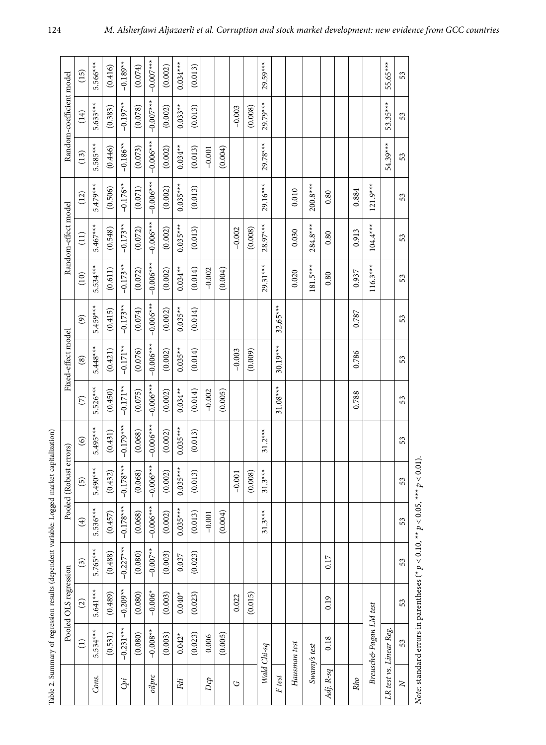Table 2. Summary of regression results (dependent variable: Logged market capitalization)

| | Pooled OLS regression | | | Pooled (Robust errors) | | | Fixed-effect model | | | Random-effect model | | | Random-coefficient model | | |
|---|---|---|---|---|---|---|---|---|---|---|---|---|---|---|---|
| | (1) | (2) | (3) | (4) | (5) | (6) | (7) | (8) | (9) | (10) | (11) | (12) | (13) | (14) | (15) |
| *Cons.* | 5.534*** | 5.641*** | 5.765*** | 5.536*** | 5.490*** | 5.495*** | 5.526*** | 5.448*** | 5.459*** | 5.534*** | 5.467*** | 5.479*** | 5.585*** | 5.633*** | 5.566*** |
| | (0.531) | (0.489) | (0.488) | (0.457) | (0.432) | (0.431) | (0.450) | (0.421) | (0.415) | (0.611) | (0.548) | (0.506) | (0.446) | (0.383) | (0.416) |
| *Cpi* | −0.231*** | −0.209** | −0.227*** | −0.178*** | −0.178*** | −0.179*** | −0.171** | −0.171** | −0.173** | −0.173** | −0.173** | −0.176** | −0.186** | −0.197** | −0.189** |
| | (0.080) | (0.080) | (0.080) | (0.068) | (0.068) | (0.068) | (0.075) | (0.076) | (0.074) | (0.072) | (0.072) | (0.071) | (0.073) | (0.078) | (0.074) |
| *oilprc* | −0.008** | −0.006* | −0.007** | −0.006*** | −0.006*** | −0.006*** | −0.006*** | −0.006*** | −0.006*** | −0.006*** | −0.006*** | −0.006*** | −0.006*** | −0.007*** | −0.007*** |
| | (0.003) | (0.003) | (0.003) | (0.002) | (0.002) | (0.002) | (0.002) | (0.002) | (0.002) | (0.002) | (0.002) | (0.002) | (0.002) | (0.002) | (0.002) |
| *Fdi* | 0.042* | 0.040* | 0.037 | 0.035*** | 0.035*** | 0.035*** | 0.034** | 0.035** | 0.035** | 0.034** | 0.035*** | 0.035*** | 0.034** | 0.033** | 0.034*** |
| | (0.023) | (0.023) | (0.023) | (0.013) | (0.013) | (0.013) | (0.014) | (0.014) | (0.014) | (0.014) | (0.013) | (0.013) | (0.013) | (0.013) | (0.013) |
| *Dcp* | 0.006 | | | −0.001 | | | −0.002 | | | −0.002 | | | −0.001 | | |
| | (0.005) | | | (0.004) | | | (0.005) | | | (0.004) | | | (0.004) | | |
| *G* | | 0.022 | | | −0.001 | | | −0.003 | | | −0.002 | | | −0.003 | |
| | | (0.015) | | | (0.008) | | | (0.009) | | | (0.008) | | | (0.008) | |
| *Wald Chi-sq* | | | | 31.3*** | 31.3*** | 31.2*** | | | | 29.31*** | 28.97*** | 29.16*** | 29.78*** | 29.79*** | 29.59*** |
| *F test* | | | | | | | 31.08*** | 30.19*** | 32.65*** | | | | | | |
| *Hausman test* | | | | | | | | | | 0.020 | 0.030 | 0.010 | | | |
| *Swamy's test* | | | | | | | | | | 181.5*** | 284.8*** | 200.8*** | | | |
| *Adj. R-sq* | 0.18 | 0.19 | 0.17 | | | | | | | 0.80 | 0.80 | 0.80 | | | |
| *Rho* | | | | | | | 0.788 | 0.786 | 0.787 | 0.937 | 0.913 | 0.884 | | | |
| *Breusch& Pagan LM test* | | | | | | | | | | 116.3*** | 104.4*** | 121.9*** | | | |
| *LR test vs. Linear Reg.* | | | | | | | | | | | | | 54.39*** | 53.35*** | 55.65*** |
| *N* | 53 | 53 | 53 | 53 | 53 | 53 | 53 | 53 | 53 | 53 | 53 | 53 | 53 | 53 | 53 |

*Note*: standard errors in parentheses (* $p < 0.10$, ** $p < 0.05$, *** $p < 0.01$).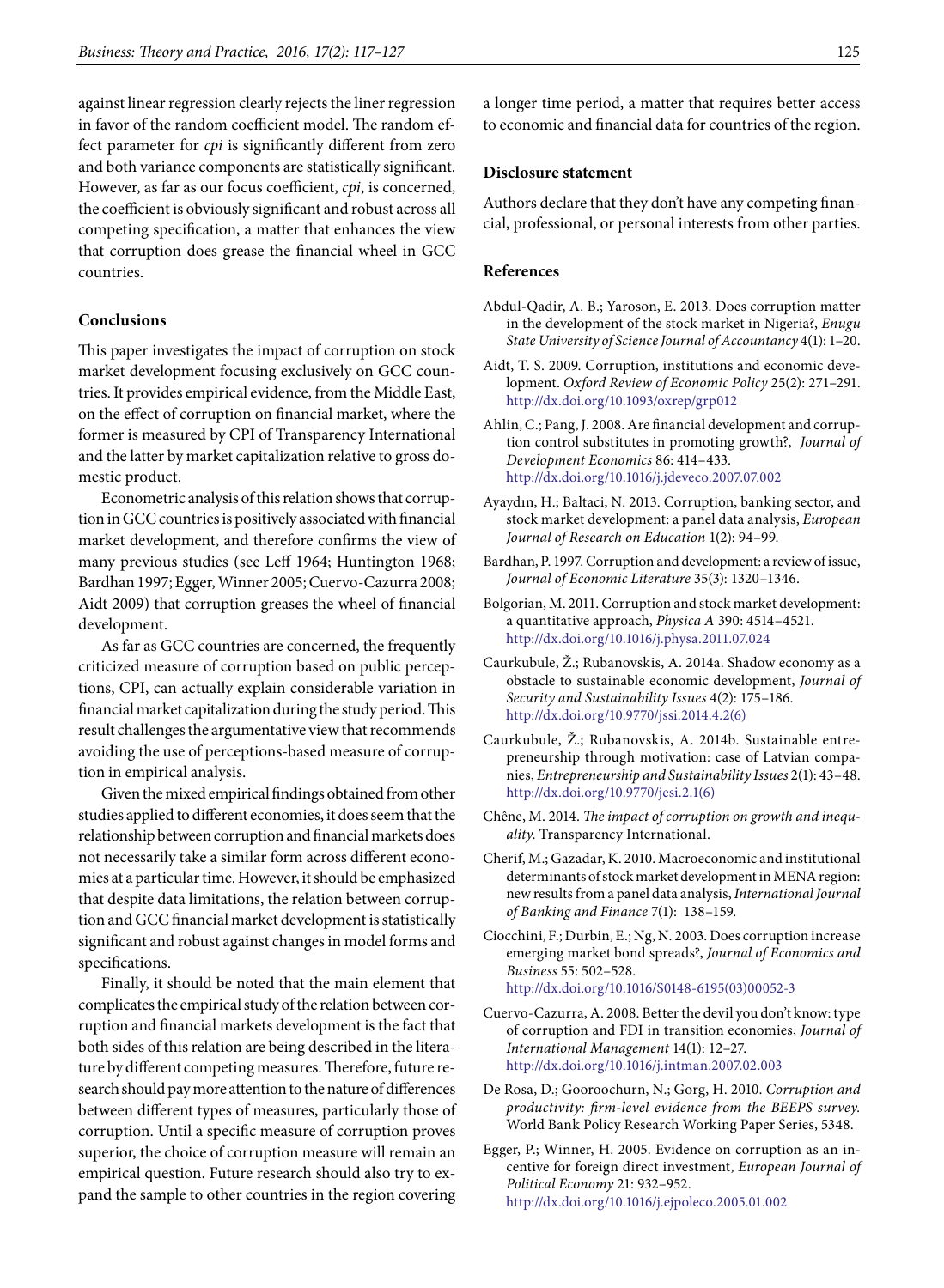against linear regression clearly rejects the liner regression in favor of the random coefficient model. The random effect parameter for *cpi* is significantly different from zero and both variance components are statistically significant. However, as far as our focus coefficient, *cpi*, is concerned, the coefficient is obviously significant and robust across all competing specification, a matter that enhances the view that corruption does grease the financial wheel in GCC countries.

## Conclusions

This paper investigates the impact of corruption on stock market development focusing exclusively on GCC countries. It provides empirical evidence, from the Middle East, on the effect of corruption on financial market, where the former is measured by CPI of Transparency International and the latter by market capitalization relative to gross domestic product.

Econometric analysis of this relation shows that corruption in GCC countries is positively associated with financial market development, and therefore confirms the view of many previous studies (see Leff 1964; Huntington 1968; Bardhan 1997; Egger, Winner 2005; Cuervo-Cazurra 2008; Aidt 2009) that corruption greases the wheel of financial development.

As far as GCC countries are concerned, the frequently criticized measure of corruption based on public perceptions, CPI, can actually explain considerable variation in financial market capitalization during the study period. This result challenges the argumentative view that recommends avoiding the use of perceptions-based measure of corruption in empirical analysis.

Given the mixed empirical findings obtained from other studies applied to different economies, it does seem that the relationship between corruption and financial markets does not necessarily take a similar form across different economies at a particular time. However, it should be emphasized that despite data limitations, the relation between corruption and GCC financial market development is statistically significant and robust against changes in model forms and specifications.

Finally, it should be noted that the main element that complicates the empirical study of the relation between corruption and financial markets development is the fact that both sides of this relation are being described in the literature by different competing measures. Therefore, future research should pay more attention to the nature of differences between different types of measures, particularly those of corruption. Until a specific measure of corruption proves superior, the choice of corruption measure will remain an empirical question. Future research should also try to expand the sample to other countries in the region covering a longer time period, a matter that requires better access to economic and financial data for countries of the region.

## Disclosure statement

Authors declare that they don't have any competing financial, professional, or personal interests from other parties.

## References

Abdul-Qadir, A. B.; Yaroson, E. 2013. Does corruption matter in the development of the stock market in Nigeria?, *Enugu State University of Science Journal of Accountancy* 4(1): 1–20.

Aidt, T. S. 2009. Corruption, institutions and economic development. *Oxford Review of Economic Policy* 25(2): 271–291. http://dx.doi.org/10.1093/oxrep/grp012

Ahlin, C.; Pang, J. 2008. Are financial development and corruption control substitutes in promoting growth?, *Journal of Development Economics* 86: 414–433. http://dx.doi.org/10.1016/j.jdeveco.2007.07.002

Ayaydın, H.; Baltaci, N. 2013. Corruption, banking sector, and stock market development: a panel data analysis, *European Journal of Research on Education* 1(2): 94–99.

Bardhan, P. 1997. Corruption and development: a review of issue, *Journal of Economic Literature* 35(3): 1320–1346.

Bolgorian, M. 2011. Corruption and stock market development: a quantitative approach, *Physica A* 390: 4514–4521. http://dx.doi.org/10.1016/j.physa.2011.07.024

Caurkubule, Ž.; Rubanovskis, A. 2014a. Shadow economy as a obstacle to sustainable economic development, *Journal of Security and Sustainability Issues* 4(2): 175–186. http://dx.doi.org/10.9770/jssi.2014.4.2(6)

Caurkubule, Ž.; Rubanovskis, A. 2014b. Sustainable entrepreneurship through motivation: case of Latvian companies, *Entrepreneurship and Sustainability Issues* 2(1): 43–48. http://dx.doi.org/10.9770/jesi.2.1(6)

Chêne, M. 2014. *The impact of corruption on growth and inequality.* Transparency International.

Cherif, M.; Gazadar, K. 2010. Macroeconomic and institutional determinants of stock market development in MENA region: new results from a panel data analysis, *International Journal of Banking and Finance* 7(1): 138–159.

Ciocchini, F.; Durbin, E.; Ng, N. 2003. Does corruption increase emerging market bond spreads?, *Journal of Economics and Business* 55: 502–528. http://dx.doi.org/10.1016/S0148-6195(03)00052-3

Cuervo-Cazurra, A. 2008. Better the devil you don't know: type of corruption and FDI in transition economies, *Journal of International Management* 14(1): 12–27. http://dx.doi.org/10.1016/j.intman.2007.02.003

De Rosa, D.; Gooroochurn, N.; Gorg, H. 2010. *Corruption and productivity: firm-level evidence from the BEEPS survey.* World Bank Policy Research Working Paper Series, 5348.

Egger, P.; Winner, H. 2005. Evidence on corruption as an incentive for foreign direct investment, *European Journal of Political Economy* 21: 932–952. http://dx.doi.org/10.1016/j.ejpoleco.2005.01.002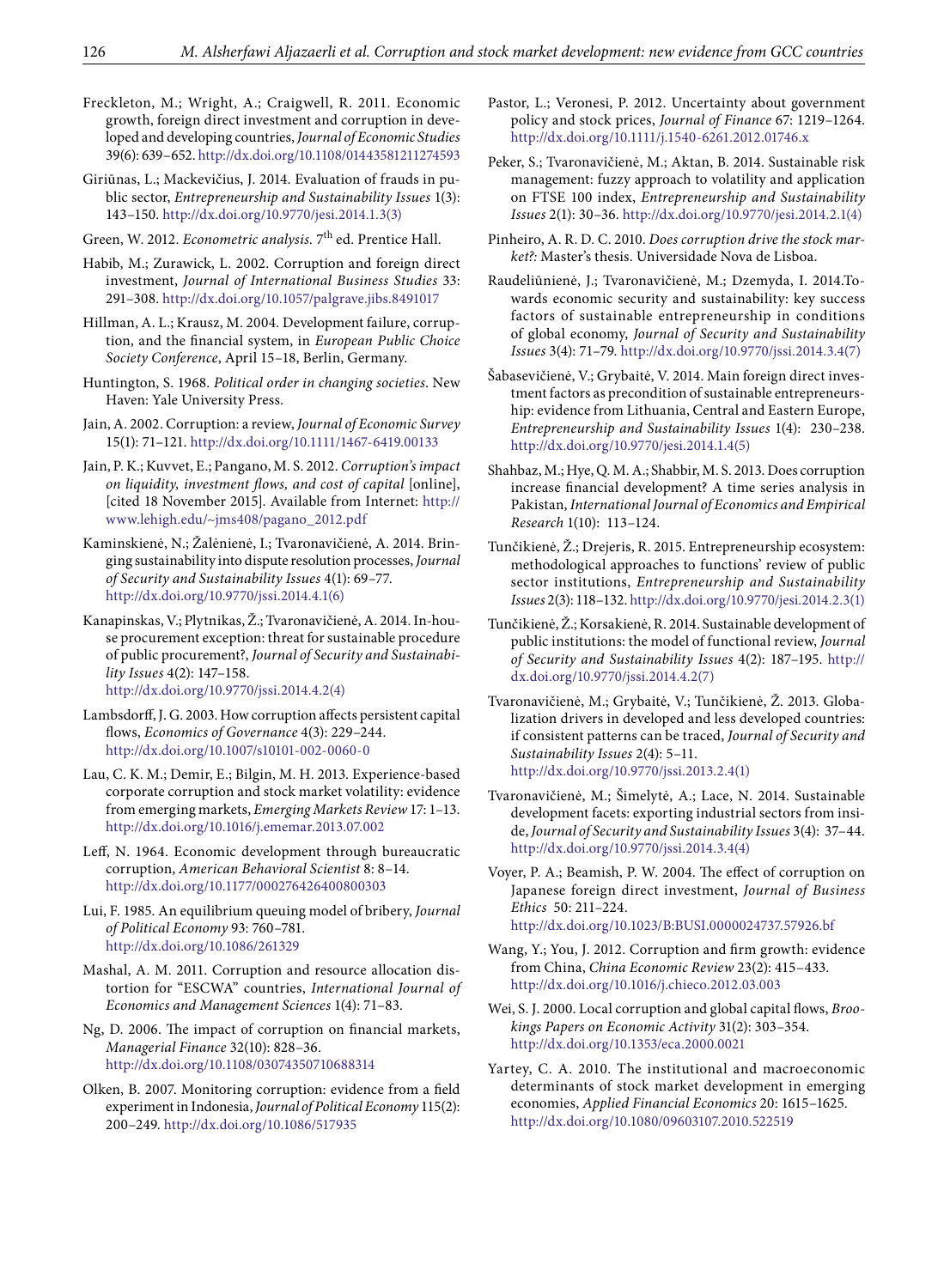Freckleton, M.; Wright, A.; Craigwell, R. 2011. Economic growth, foreign direct investment and corruption in developed and developing countries, *Journal of Economic Studies* 39(6): 639–652. http://dx.doi.org/10.1108/01443581211274593

Giriūnas, L.; Mackevičius, J. 2014. Evaluation of frauds in public sector, *Entrepreneurship and Sustainability Issues* 1(3): 143–150. http://dx.doi.org/10.9770/jesi.2014.1.3(3)

Green, W. 2012. *Econometric analysis*. 7th ed. Prentice Hall.

Habib, M.; Zurawick, L. 2002. Corruption and foreign direct investment, *Journal of International Business Studies* 33: 291–308. http://dx.doi.org/10.1057/palgrave.jibs.8491017

Hillman, A. L.; Krausz, M. 2004. Development failure, corruption, and the financial system, in *European Public Choice Society Conference*, April 15–18, Berlin, Germany.

Huntington, S. 1968. *Political order in changing societies*. New Haven: Yale University Press.

Jain, A. 2002. Corruption: a review, *Journal of Economic Survey* 15(1): 71–121. http://dx.doi.org/10.1111/1467-6419.00133

Jain, P. K.; Kuvvet, E.; Pangano, M. S. 2012. *Corruption's impact on liquidity, investment flows, and cost of capital* [online], [cited 18 November 2015]. Available from Internet: http://www.lehigh.edu/~jms408/pagano_2012.pdf

Kaminskienė, N.; Žalėnienė, I.; Tvaronavičienė, A. 2014. Bringing sustainability into dispute resolution processes, *Journal of Security and Sustainability Issues* 4(1): 69–77. http://dx.doi.org/10.9770/jssi.2014.4.1(6)

Kanapinskas, V.; Plytnikas, Ž.; Tvaronavičienė, A. 2014. In-house procurement exception: threat for sustainable procedure of public procurement?, *Journal of Security and Sustainability Issues* 4(2): 147–158. http://dx.doi.org/10.9770/jssi.2014.4.2(4)

Lambsdorff, J. G. 2003. How corruption affects persistent capital flows, *Economics of Governance* 4(3): 229–244. http://dx.doi.org/10.1007/s10101-002-0060-0

Lau, C. K. M.; Demir, E.; Bilgin, M. H. 2013. Experience-based corporate corruption and stock market volatility: evidence from emerging markets, *Emerging Markets Review* 17: 1–13. http://dx.doi.org/10.1016/j.ememar.2013.07.002

Leff, N. 1964. Economic development through bureaucratic corruption, *American Behavioral Scientist* 8: 8–14. http://dx.doi.org/10.1177/000276426400800303

Lui, F. 1985. An equilibrium queuing model of bribery, *Journal of Political Economy* 93: 760–781. http://dx.doi.org/10.1086/261329

Mashal, A. M. 2011. Corruption and resource allocation distortion for "ESCWA" countries, *International Journal of Economics and Management Sciences* 1(4): 71–83.

Ng, D. 2006. The impact of corruption on financial markets, *Managerial Finance* 32(10): 828–36. http://dx.doi.org/10.1108/03074350710688314

Olken, B. 2007. Monitoring corruption: evidence from a field experiment in Indonesia, *Journal of Political Economy* 115(2): 200–249. http://dx.doi.org/10.1086/517935

Pastor, L.; Veronesi, P. 2012. Uncertainty about government policy and stock prices, *Journal of Finance* 67: 1219–1264. http://dx.doi.org/10.1111/j.1540-6261.2012.01746.x

Peker, S.; Tvaronavičienė, M.; Aktan, B. 2014. Sustainable risk management: fuzzy approach to volatility and application on FTSE 100 index, *Entrepreneurship and Sustainability Issues* 2(1): 30–36. http://dx.doi.org/10.9770/jesi.2014.2.1(4)

Pinheiro, A. R. D. C. 2010. *Does corruption drive the stock market?*: Master's thesis. Universidade Nova de Lisboa.

Raudeliūnienė, J.; Tvaronavičienė, M.; Dzemyda, I. 2014.Towards economic security and sustainability: key success factors of sustainable entrepreneurship in conditions of global economy, *Journal of Security and Sustainability Issues* 3(4): 71–79. http://dx.doi.org/10.9770/jssi.2014.3.4(7)

Šabasevičienė, V.; Grybaitė, V. 2014. Main foreign direct investment factors as precondition of sustainable entrepreneurship: evidence from Lithuania, Central and Eastern Europe, *Entrepreneurship and Sustainability Issues* 1(4): 230–238. http://dx.doi.org/10.9770/jesi.2014.1.4(5)

Shahbaz, M.; Hye, Q. M. A.; Shabbir, M. S. 2013. Does corruption increase financial development? A time series analysis in Pakistan, *International Journal of Economics and Empirical Research* 1(10): 113–124.

Tunčikienė, Ž.; Drejeris, R. 2015. Entrepreneurship ecosystem: methodological approaches to functions' review of public sector institutions, *Entrepreneurship and Sustainability Issues* 2(3): 118–132. http://dx.doi.org/10.9770/jesi.2014.2.3(1)

Tunčikienė, Ž.; Korsakienė, R. 2014. Sustainable development of public institutions: the model of functional review, *Journal of Security and Sustainability Issues* 4(2): 187–195. http://dx.doi.org/10.9770/jssi.2014.4.2(7)

Tvaronavičienė, M.; Grybaitė, V.; Tunčikienė, Ž. 2013. Globalization drivers in developed and less developed countries: if consistent patterns can be traced, *Journal of Security and Sustainability Issues* 2(4): 5–11. http://dx.doi.org/10.9770/jssi.2013.2.4(1)

Tvaronavičienė, M.; Šimelytė, A.; Lace, N. 2014. Sustainable development facets: exporting industrial sectors from inside, *Journal of Security and Sustainability Issues* 3(4): 37–44. http://dx.doi.org/10.9770/jssi.2014.3.4(4)

Voyer, P. A.; Beamish, P. W. 2004. The effect of corruption on Japanese foreign direct investment, *Journal of Business Ethics* 50: 211–224. http://dx.doi.org/10.1023/B:BUSI.0000024737.57926.bf

Wang, Y.; You, J. 2012. Corruption and firm growth: evidence from China, *China Economic Review* 23(2): 415–433. http://dx.doi.org/10.1016/j.chieco.2012.03.003

Wei, S. J. 2000. Local corruption and global capital flows, *Brookings Papers on Economic Activity* 31(2): 303–354. http://dx.doi.org/10.1353/eca.2000.0021

Yartey, C. A. 2010. The institutional and macroeconomic determinants of stock market development in emerging economies, *Applied Financial Economics* 20: 1615–1625. http://dx.doi.org/10.1080/09603107.2010.522519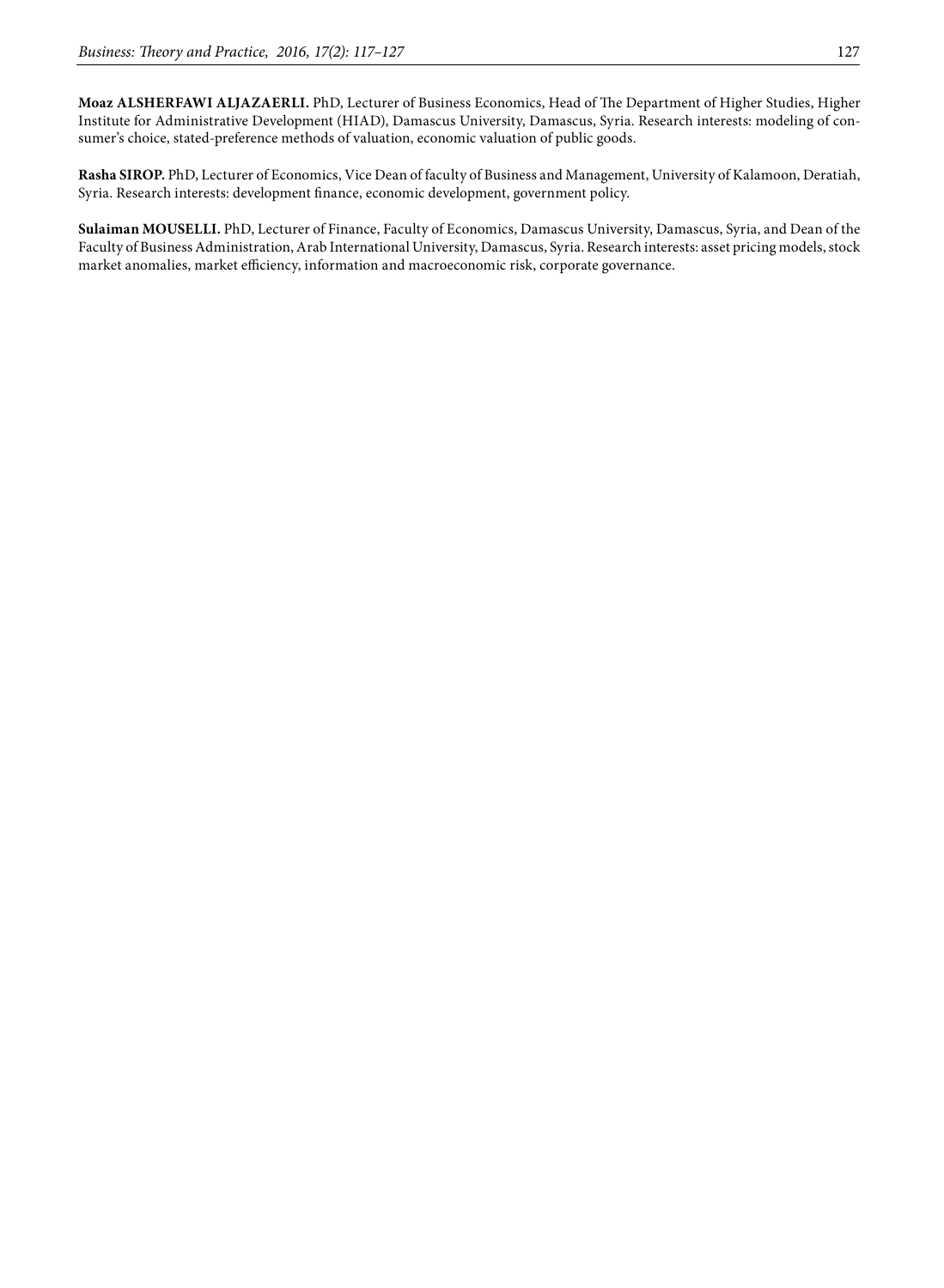**Moaz ALSHERFAWI ALJAZAERLI.** PhD, Lecturer of Business Economics, Head of The Department of Higher Studies, Higher Institute for Administrative Development (HIAD), Damascus University, Damascus, Syria. Research interests: modeling of consumer's choice, stated-preference methods of valuation, economic valuation of public goods.

**Rasha SIROP.** PhD, Lecturer of Economics, Vice Dean of faculty of Business and Management, University of Kalamoon, Deratiah, Syria. Research interests: development finance, economic development, government policy.

**Sulaiman MOUSELLI.** PhD, Lecturer of Finance, Faculty of Economics, Damascus University, Damascus, Syria, and Dean of the Faculty of Business Administration, Arab International University, Damascus, Syria. Research interests: asset pricing models, stock market anomalies, market efficiency, information and macroeconomic risk, corporate governance.